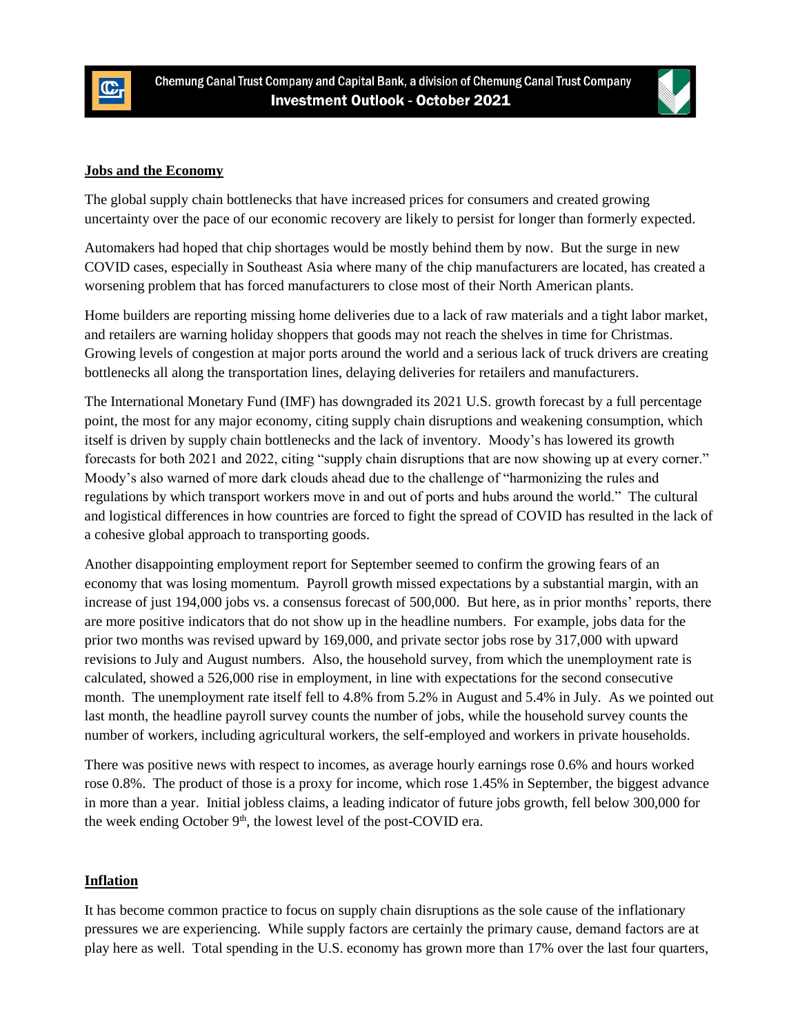Chemung Canal Trust Company and Capital Bank, a division of Chemung Canal Trust Company

**Investment Outlook - October 2021**

## Jobs and the Economy

The global supply chain bottlenecks that have increased prices for consumers and created growing uncertainty over the pace of our economic recovery are likely to persist for longer than formerly expected.

Automakers had hoped that chip shortages would be mostly behind them by now. But the surge in new COVID cases, especially in Southeast Asia where many of the chip manufacturers are located, has created a worsening problem that has forced manufacturers to close most of their North American plants.

Home builders are reporting missing home deliveries due to a lack of raw materials and a tight labor market, and retailers are warning holiday shoppers that goods may not reach the shelves in time for Christmas. Growing levels of congestion at major ports around the world and a serious lack of truck drivers are creating bottlenecks all along the transportation lines, delaying deliveries for retailers and manufacturers.

The International Monetary Fund (IMF) has downgraded its 2021 U.S. growth forecast by a full percentage point, the most for any major economy, citing supply chain disruptions and weakening consumption, which itself is driven by supply chain bottlenecks and the lack of inventory. Moody's has lowered its growth forecasts for both 2021 and 2022, citing "supply chain disruptions that are now showing up at every corner." Moody's also warned of more dark clouds ahead due to the challenge of "harmonizing the rules and regulations by which transport workers move in and out of ports and hubs around the world." The cultural and logistical differences in how countries are forced to fight the spread of COVID has resulted in the lack of a cohesive global approach to transporting goods.

Another disappointing employment report for September seemed to confirm the growing fears of an economy that was losing momentum. Payroll growth missed expectations by a substantial margin, with an increase of just 194,000 jobs vs. a consensus forecast of 500,000. But here, as in prior months' reports, there are more positive indicators that do not show up in the headline numbers. For example, jobs data for the prior two months was revised upward by 169,000, and private sector jobs rose by 317,000 with upward revisions to July and August numbers. Also, the household survey, from which the unemployment rate is calculated, showed a 526,000 rise in employment, in line with expectations for the second consecutive month. The unemployment rate itself fell to 4.8% from 5.2% in August and 5.4% in July. As we pointed out last month, the headline payroll survey counts the number of jobs, while the household survey counts the number of workers, including agricultural workers, the self-employed and workers in private households.

There was positive news with respect to incomes, as average hourly earnings rose 0.6% and hours worked rose 0.8%. The product of those is a proxy for income, which rose 1.45% in September, the biggest advance in more than a year. Initial jobless claims, a leading indicator of future jobs growth, fell below 300,000 for the week ending October 9th, the lowest level of the post-COVID era.

## Inflation

It has become common practice to focus on supply chain disruptions as the sole cause of the inflationary pressures we are experiencing. While supply factors are certainly the primary cause, demand factors are at play here as well. Total spending in the U.S. economy has grown more than 17% over the last four quarters,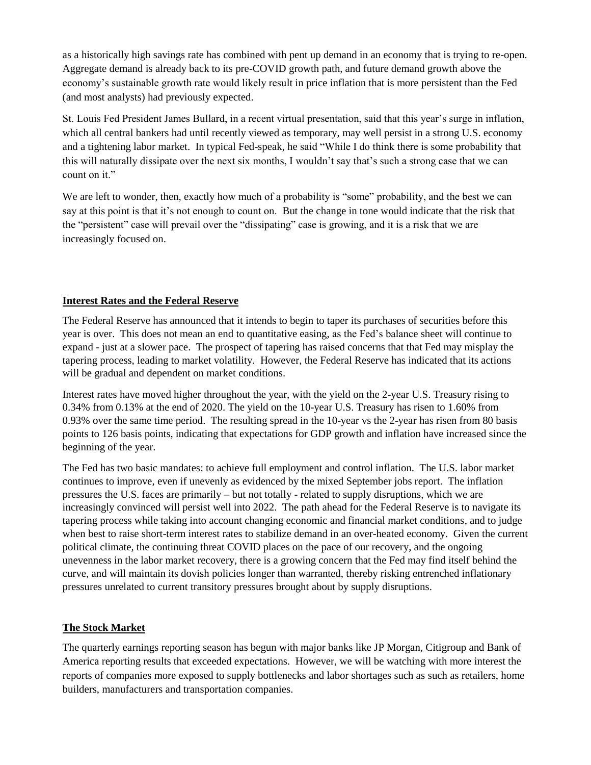as a historically high savings rate has combined with pent up demand in an economy that is trying to re-open. Aggregate demand is already back to its pre-COVID growth path, and future demand growth above the economy's sustainable growth rate would likely result in price inflation that is more persistent than the Fed (and most analysts) had previously expected.

St. Louis Fed President James Bullard, in a recent virtual presentation, said that this year's surge in inflation, which all central bankers had until recently viewed as temporary, may well persist in a strong U.S. economy and a tightening labor market. In typical Fed-speak, he said "While I do think there is some probability that this will naturally dissipate over the next six months, I wouldn't say that's such a strong case that we can count on it."

We are left to wonder, then, exactly how much of a probability is "some" probability, and the best we can say at this point is that it's not enough to count on. But the change in tone would indicate that the risk that the "persistent" case will prevail over the "dissipating" case is growing, and it is a risk that we are increasingly focused on.

## Interest Rates and the Federal Reserve

The Federal Reserve has announced that it intends to begin to taper its purchases of securities before this year is over. This does not mean an end to quantitative easing, as the Fed's balance sheet will continue to expand - just at a slower pace. The prospect of tapering has raised concerns that that Fed may misplay the tapering process, leading to market volatility. However, the Federal Reserve has indicated that its actions will be gradual and dependent on market conditions.

Interest rates have moved higher throughout the year, with the yield on the 2-year U.S. Treasury rising to 0.34% from 0.13% at the end of 2020. The yield on the 10-year U.S. Treasury has risen to 1.60% from 0.93% over the same time period. The resulting spread in the 10-year vs the 2-year has risen from 80 basis points to 126 basis points, indicating that expectations for GDP growth and inflation have increased since the beginning of the year.

The Fed has two basic mandates: to achieve full employment and control inflation. The U.S. labor market continues to improve, even if unevenly as evidenced by the mixed September jobs report. The inflation pressures the U.S. faces are primarily – but not totally - related to supply disruptions, which we are increasingly convinced will persist well into 2022. The path ahead for the Federal Reserve is to navigate its tapering process while taking into account changing economic and financial market conditions, and to judge when best to raise short-term interest rates to stabilize demand in an over-heated economy. Given the current political climate, the continuing threat COVID places on the pace of our recovery, and the ongoing unevenness in the labor market recovery, there is a growing concern that the Fed may find itself behind the curve, and will maintain its dovish policies longer than warranted, thereby risking entrenched inflationary pressures unrelated to current transitory pressures brought about by supply disruptions.

## The Stock Market

The quarterly earnings reporting season has begun with major banks like JP Morgan, Citigroup and Bank of America reporting results that exceeded expectations. However, we will be watching with more interest the reports of companies more exposed to supply bottlenecks and labor shortages such as such as retailers, home builders, manufacturers and transportation companies.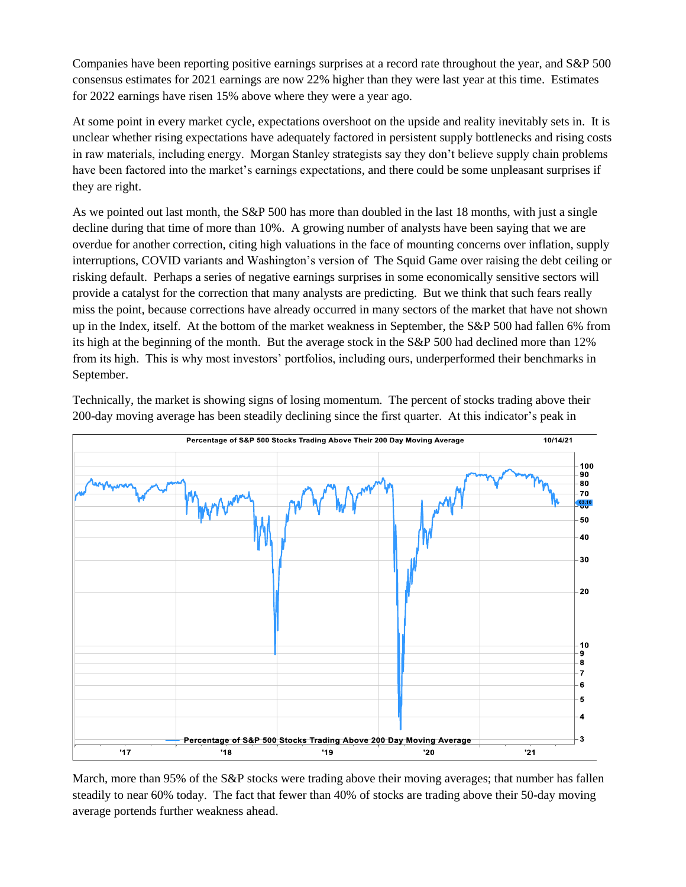Companies have been reporting positive earnings surprises at a record rate throughout the year, and S&P 500 consensus estimates for 2021 earnings are now 22% higher than they were last year at this time. Estimates for 2022 earnings have risen 15% above where they were a year ago.

At some point in every market cycle, expectations overshoot on the upside and reality inevitably sets in. It is unclear whether rising expectations have adequately factored in persistent supply bottlenecks and rising costs in raw materials, including energy. Morgan Stanley strategists say they don't believe supply chain problems have been factored into the market's earnings expectations, and there could be some unpleasant surprises if they are right.

As we pointed out last month, the S&P 500 has more than doubled in the last 18 months, with just a single decline during that time of more than 10%. A growing number of analysts have been saying that we are overdue for another correction, citing high valuations in the face of mounting concerns over inflation, supply interruptions, COVID variants and Washington's version of The Squid Game over raising the debt ceiling or risking default. Perhaps a series of negative earnings surprises in some economically sensitive sectors will provide a catalyst for the correction that many analysts are predicting. But we think that such fears really miss the point, because corrections have already occurred in many sectors of the market that have not shown up in the Index, itself. At the bottom of the market weakness in September, the S&P 500 had fallen 6% from its high at the beginning of the month. But the average stock in the S&P 500 had declined more than 12% from its high. This is why most investors' portfolios, including ours, underperformed their benchmarks in September.

Technically, the market is showing signs of losing momentum. The percent of stocks trading above their 200-day moving average has been steadily declining since the first quarter. At this indicator's peak in March, more than 95% of the S&P stocks were trading above their moving averages; that number has fallen steadily to near 60% today. The fact that fewer than 40% of stocks are trading above their 50-day moving average portends further weakness ahead.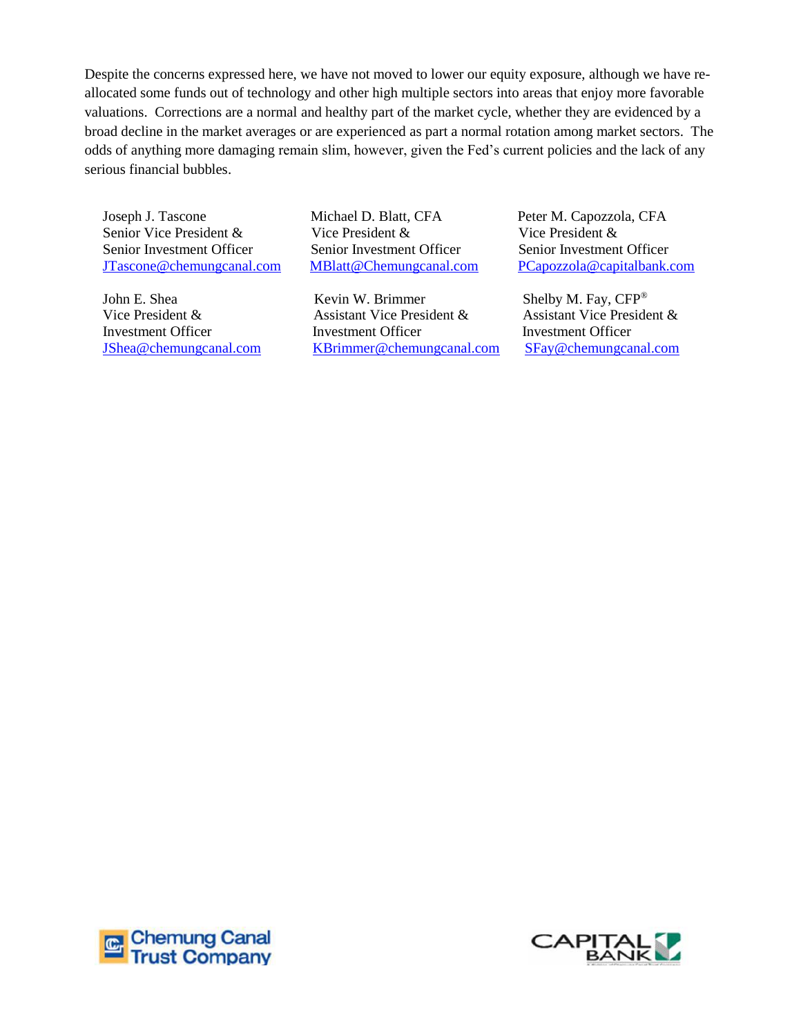Despite the concerns expressed here, we have not moved to lower our equity exposure, although we have re-allocated some funds out of technology and other high multiple sectors into areas that enjoy more favorable valuations. Corrections are a normal and healthy part of the market cycle, whether they are evidenced by a broad decline in the market averages or are experienced as part a normal rotation among market sectors. The odds of anything more damaging remain slim, however, given the Fed's current policies and the lack of any serious financial bubbles.

Joseph J. Tascone
Senior Vice President &
Senior Investment Officer
JTascone@chemungcanal.com

Michael D. Blatt, CFA
Vice President &
Senior Investment Officer
MBlatt@Chemungcanal.com

Peter M. Capozzola, CFA
Vice President &
Senior Investment Officer
PCapozzola@capitalbank.com

John E. Shea
Vice President &
Investment Officer
JShea@chemungcanal.com

Kevin W. Brimmer
Assistant Vice President &
Investment Officer
KBrimmer@chemungcanal.com

Shelby M. Fay, CFP®
Assistant Vice President &
Investment Officer
SFay@chemungcanal.com

Chemung Canal Trust Company

CAPITAL BANK